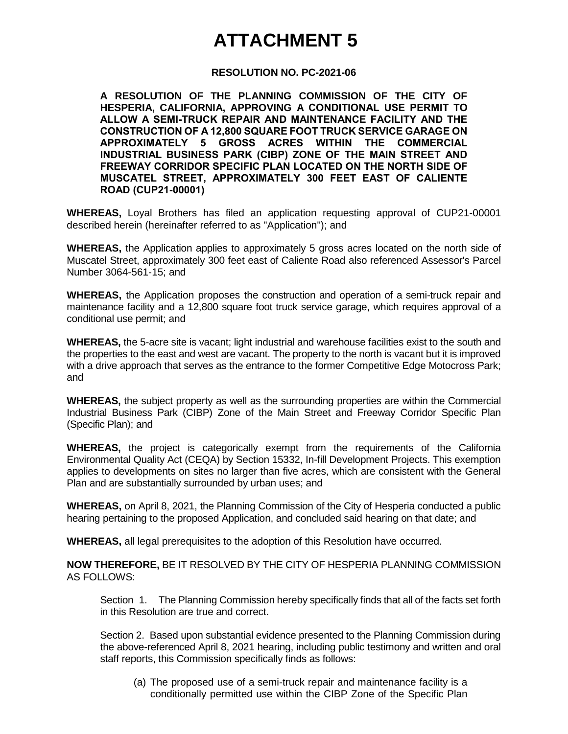# ATTACHMENT 5

**RESOLUTION NO. PC-2021-06**

**A RESOLUTION OF THE PLANNING COMMISSION OF THE CITY OF HESPERIA, CALIFORNIA, APPROVING A CONDITIONAL USE PERMIT TO ALLOW A SEMI-TRUCK REPAIR AND MAINTENANCE FACILITY AND THE CONSTRUCTION OF A 12,800 SQUARE FOOT TRUCK SERVICE GARAGE ON APPROXIMATELY 5 GROSS ACRES WITHIN THE COMMERCIAL INDUSTRIAL BUSINESS PARK (CIBP) ZONE OF THE MAIN STREET AND FREEWAY CORRIDOR SPECIFIC PLAN LOCATED ON THE NORTH SIDE OF MUSCATEL STREET, APPROXIMATELY 300 FEET EAST OF CALIENTE ROAD (CUP21-00001)**

**WHEREAS,** Loyal Brothers has filed an application requesting approval of CUP21-00001 described herein (hereinafter referred to as "Application"); and

**WHEREAS,** the Application applies to approximately 5 gross acres located on the north side of Muscatel Street, approximately 300 feet east of Caliente Road also referenced Assessor's Parcel Number 3064-561-15; and

**WHEREAS,** the Application proposes the construction and operation of a semi-truck repair and maintenance facility and a 12,800 square foot truck service garage, which requires approval of a conditional use permit; and

**WHEREAS,** the 5-acre site is vacant; light industrial and warehouse facilities exist to the south and the properties to the east and west are vacant. The property to the north is vacant but it is improved with a drive approach that serves as the entrance to the former Competitive Edge Motocross Park; and

**WHEREAS,** the subject property as well as the surrounding properties are within the Commercial Industrial Business Park (CIBP) Zone of the Main Street and Freeway Corridor Specific Plan (Specific Plan); and

**WHEREAS,** the project is categorically exempt from the requirements of the California Environmental Quality Act (CEQA) by Section 15332, In-fill Development Projects. This exemption applies to developments on sites no larger than five acres, which are consistent with the General Plan and are substantially surrounded by urban uses; and

**WHEREAS,** on April 8, 2021, the Planning Commission of the City of Hesperia conducted a public hearing pertaining to the proposed Application, and concluded said hearing on that date; and

**WHEREAS,** all legal prerequisites to the adoption of this Resolution have occurred.

**NOW THEREFORE,** BE IT RESOLVED BY THE CITY OF HESPERIA PLANNING COMMISSION AS FOLLOWS:

Section 1. The Planning Commission hereby specifically finds that all of the facts set forth in this Resolution are true and correct.

Section 2. Based upon substantial evidence presented to the Planning Commission during the above-referenced April 8, 2021 hearing, including public testimony and written and oral staff reports, this Commission specifically finds as follows:

(a) The proposed use of a semi-truck repair and maintenance facility is a conditionally permitted use within the CIBP Zone of the Specific Plan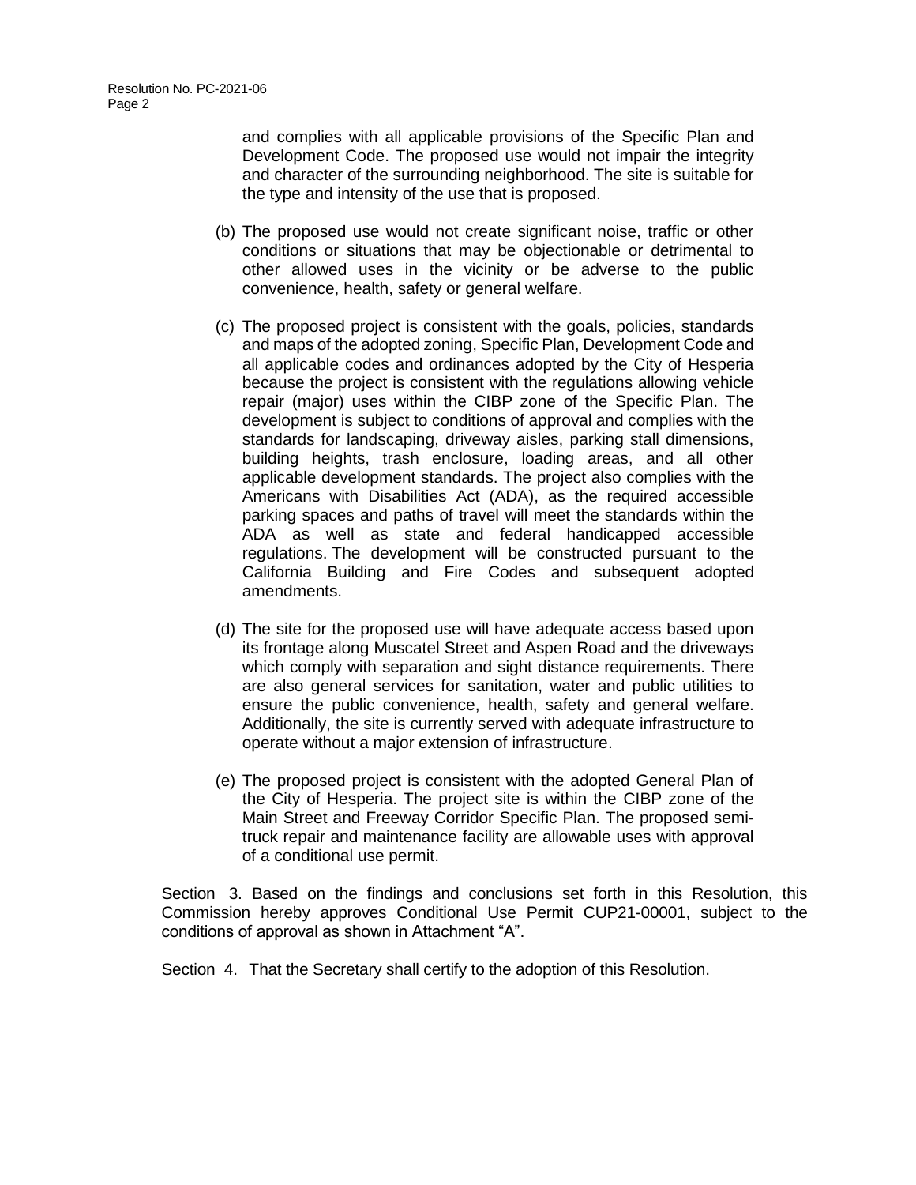and complies with all applicable provisions of the Specific Plan and Development Code. The proposed use would not impair the integrity and character of the surrounding neighborhood. The site is suitable for the type and intensity of the use that is proposed.

(b) The proposed use would not create significant noise, traffic or other conditions or situations that may be objectionable or detrimental to other allowed uses in the vicinity or be adverse to the public convenience, health, safety or general welfare.

(c) The proposed project is consistent with the goals, policies, standards and maps of the adopted zoning, Specific Plan, Development Code and all applicable codes and ordinances adopted by the City of Hesperia because the project is consistent with the regulations allowing vehicle repair (major) uses within the CIBP zone of the Specific Plan. The development is subject to conditions of approval and complies with the standards for landscaping, driveway aisles, parking stall dimensions, building heights, trash enclosure, loading areas, and all other applicable development standards. The project also complies with the Americans with Disabilities Act (ADA), as the required accessible parking spaces and paths of travel will meet the standards within the ADA as well as state and federal handicapped accessible regulations. The development will be constructed pursuant to the California Building and Fire Codes and subsequent adopted amendments.

(d) The site for the proposed use will have adequate access based upon its frontage along Muscatel Street and Aspen Road and the driveways which comply with separation and sight distance requirements. There are also general services for sanitation, water and public utilities to ensure the public convenience, health, safety and general welfare. Additionally, the site is currently served with adequate infrastructure to operate without a major extension of infrastructure.

(e) The proposed project is consistent with the adopted General Plan of the City of Hesperia. The project site is within the CIBP zone of the Main Street and Freeway Corridor Specific Plan. The proposed semi-truck repair and maintenance facility are allowable uses with approval of a conditional use permit.

Section 3. Based on the findings and conclusions set forth in this Resolution, this Commission hereby approves Conditional Use Permit CUP21-00001, subject to the conditions of approval as shown in Attachment "A".

Section 4. That the Secretary shall certify to the adoption of this Resolution.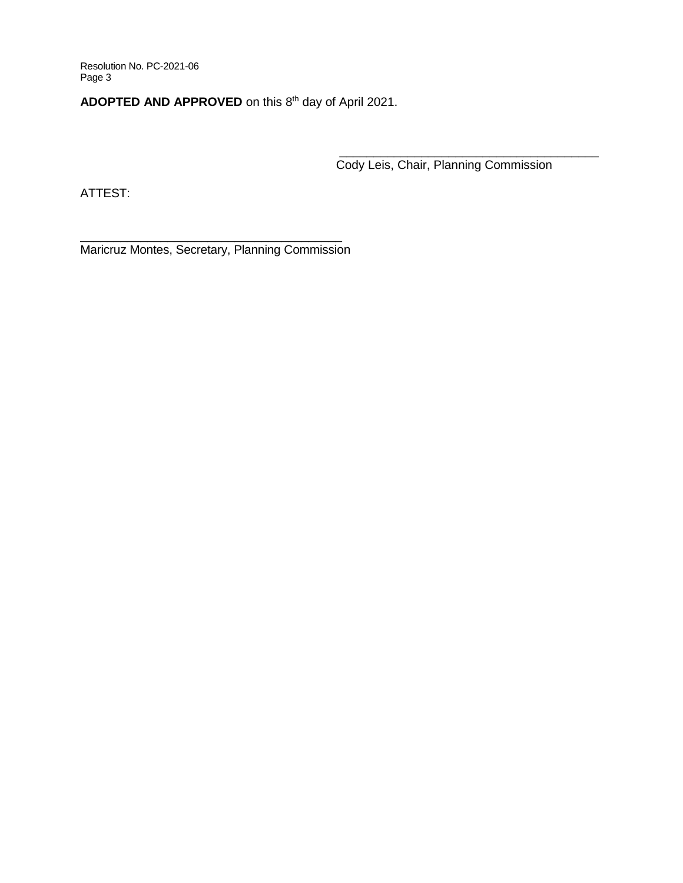**ADOPTED AND APPROVED** on this 8th day of April 2021.

\_\_\_\_\_\_\_\_\_\_\_\_\_\_\_\_\_\_\_\_\_\_\_\_\_\_\_\_\_\_\_\_\_\_\_\_\_\_\_

Cody Leis, Chair, Planning Commission

ATTEST:

\_\_\_\_\_\_\_\_\_\_\_\_\_\_\_\_\_\_\_\_\_\_\_\_\_\_\_\_\_\_\_\_\_\_\_\_\_\_\_

Maricruz Montes, Secretary, Planning Commission